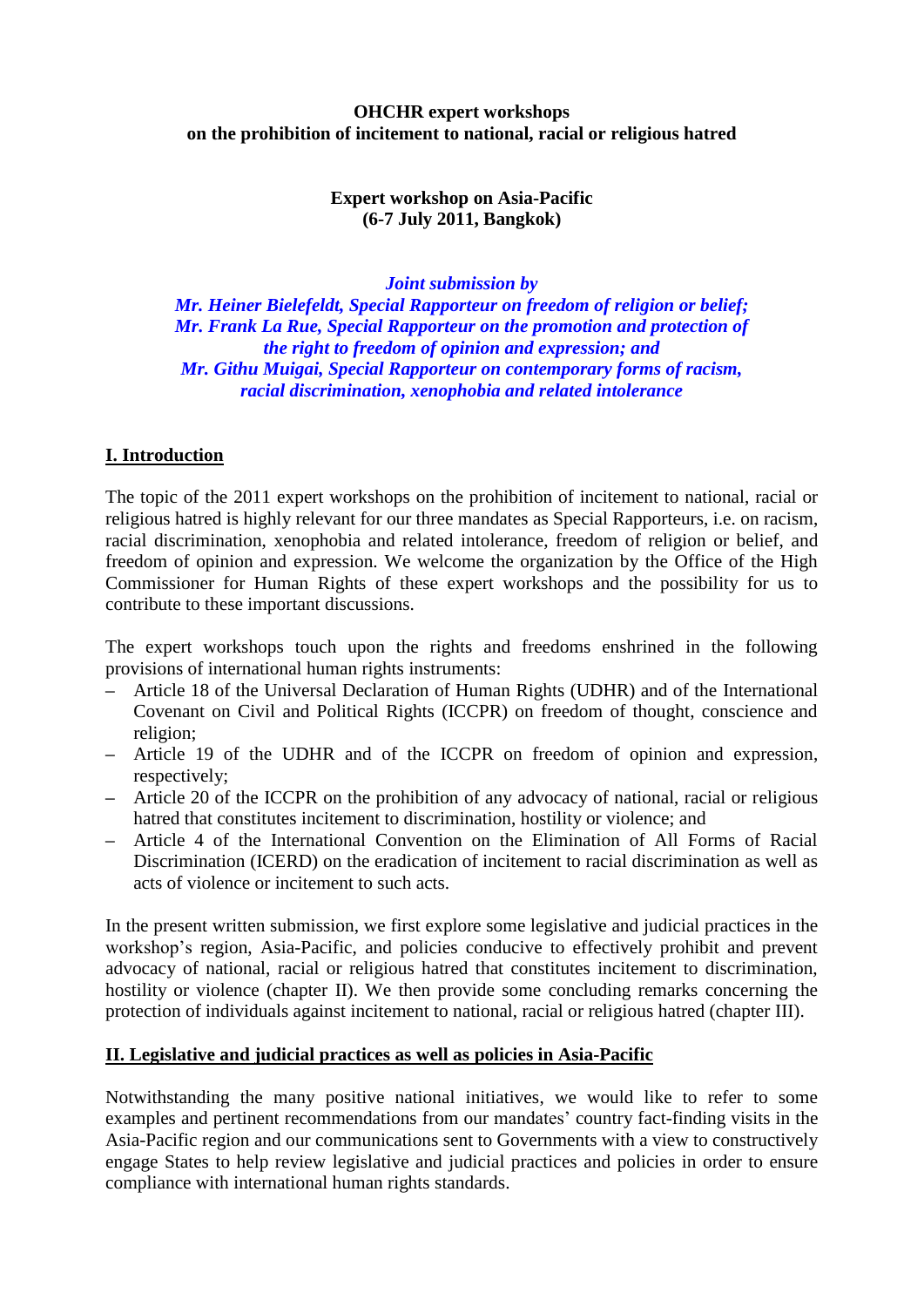**OHCHR expert workshops**
**on the prohibition of incitement to national, racial or religious hatred**

**Expert workshop on Asia-Pacific**
**(6-7 July 2011, Bangkok)**

***Joint submission by***
***Mr. Heiner Bielefeldt, Special Rapporteur on freedom of religion or belief;***
***Mr. Frank La Rue, Special Rapporteur on the promotion and protection of the right to freedom of opinion and expression; and***
***Mr. Githu Muigai, Special Rapporteur on contemporary forms of racism, racial discrimination, xenophobia and related intolerance***

## I. Introduction

The topic of the 2011 expert workshops on the prohibition of incitement to national, racial or religious hatred is highly relevant for our three mandates as Special Rapporteurs, i.e. on racism, racial discrimination, xenophobia and related intolerance, freedom of religion or belief, and freedom of opinion and expression. We welcome the organization by the Office of the High Commissioner for Human Rights of these expert workshops and the possibility for us to contribute to these important discussions.

The expert workshops touch upon the rights and freedoms enshrined in the following provisions of international human rights instruments:

– Article 18 of the Universal Declaration of Human Rights (UDHR) and of the International Covenant on Civil and Political Rights (ICCPR) on freedom of thought, conscience and religion;
– Article 19 of the UDHR and of the ICCPR on freedom of opinion and expression, respectively;
– Article 20 of the ICCPR on the prohibition of any advocacy of national, racial or religious hatred that constitutes incitement to discrimination, hostility or violence; and
– Article 4 of the International Convention on the Elimination of All Forms of Racial Discrimination (ICERD) on the eradication of incitement to racial discrimination as well as acts of violence or incitement to such acts.

In the present written submission, we first explore some legislative and judicial practices in the workshop's region, Asia-Pacific, and policies conducive to effectively prohibit and prevent advocacy of national, racial or religious hatred that constitutes incitement to discrimination, hostility or violence (chapter II). We then provide some concluding remarks concerning the protection of individuals against incitement to national, racial or religious hatred (chapter III).

## II. Legislative and judicial practices as well as policies in Asia-Pacific

Notwithstanding the many positive national initiatives, we would like to refer to some examples and pertinent recommendations from our mandates' country fact-finding visits in the Asia-Pacific region and our communications sent to Governments with a view to constructively engage States to help review legislative and judicial practices and policies in order to ensure compliance with international human rights standards.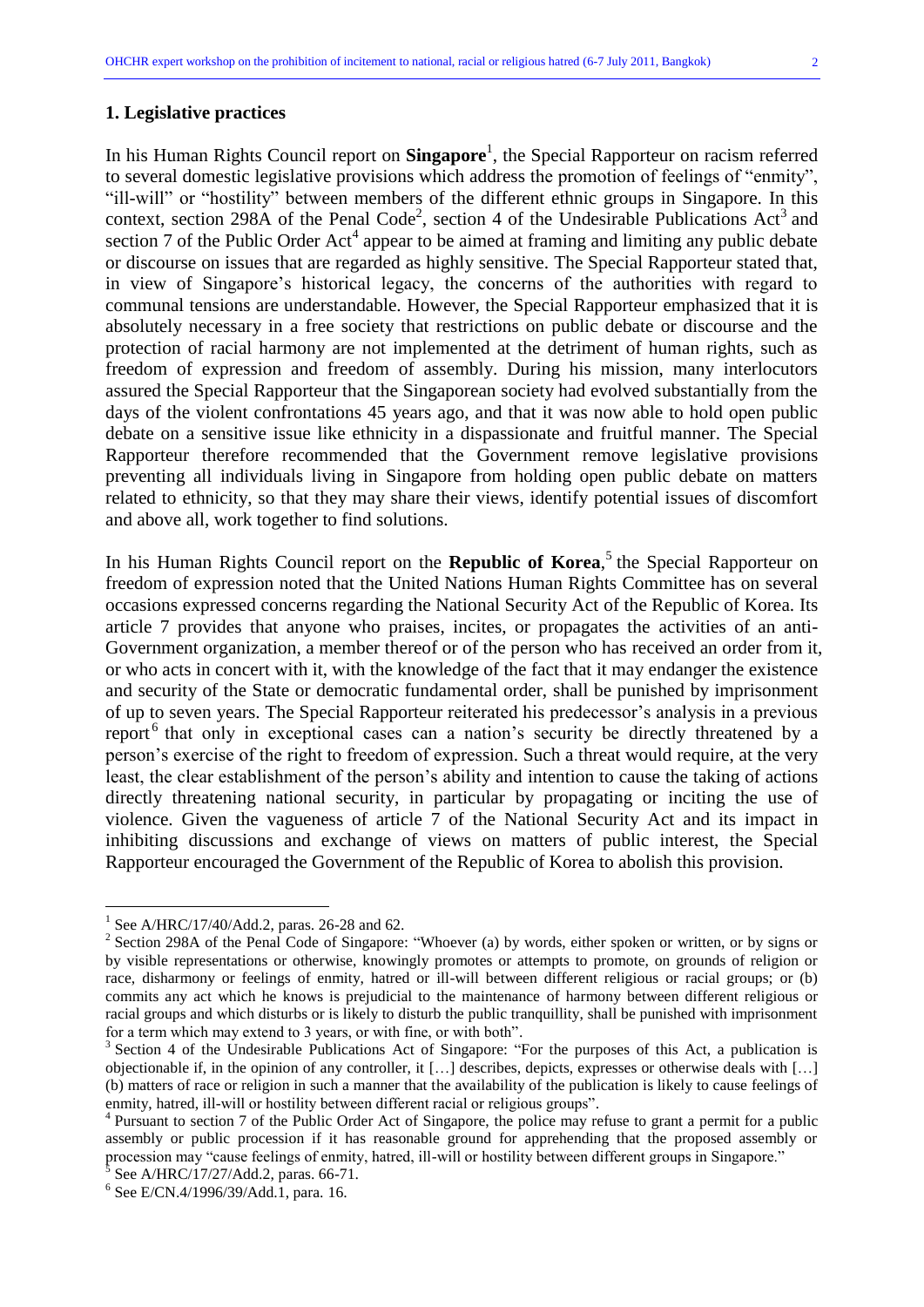## 1. Legislative practices

In his Human Rights Council report on **Singapore**[1], the Special Rapporteur on racism referred to several domestic legislative provisions which address the promotion of feelings of "enmity", "ill-will" or "hostility" between members of the different ethnic groups in Singapore. In this context, section 298A of the Penal Code[2], section 4 of the Undesirable Publications Act[3] and section 7 of the Public Order Act[4] appear to be aimed at framing and limiting any public debate or discourse on issues that are regarded as highly sensitive. The Special Rapporteur stated that, in view of Singapore's historical legacy, the concerns of the authorities with regard to communal tensions are understandable. However, the Special Rapporteur emphasized that it is absolutely necessary in a free society that restrictions on public debate or discourse and the protection of racial harmony are not implemented at the detriment of human rights, such as freedom of expression and freedom of assembly. During his mission, many interlocutors assured the Special Rapporteur that the Singaporean society had evolved substantially from the days of the violent confrontations 45 years ago, and that it was now able to hold open public debate on a sensitive issue like ethnicity in a dispassionate and fruitful manner. The Special Rapporteur therefore recommended that the Government remove legislative provisions preventing all individuals living in Singapore from holding open public debate on matters related to ethnicity, so that they may share their views, identify potential issues of discomfort and above all, work together to find solutions.

In his Human Rights Council report on the **Republic of Korea**,[5] the Special Rapporteur on freedom of expression noted that the United Nations Human Rights Committee has on several occasions expressed concerns regarding the National Security Act of the Republic of Korea. Its article 7 provides that anyone who praises, incites, or propagates the activities of an anti-Government organization, a member thereof or of the person who has received an order from it, or who acts in concert with it, with the knowledge of the fact that it may endanger the existence and security of the State or democratic fundamental order, shall be punished by imprisonment of up to seven years. The Special Rapporteur reiterated his predecessor's analysis in a previous report[6] that only in exceptional cases can a nation's security be directly threatened by a person's exercise of the right to freedom of expression. Such a threat would require, at the very least, the clear establishment of the person's ability and intention to cause the taking of actions directly threatening national security, in particular by propagating or inciting the use of violence. Given the vagueness of article 7 of the National Security Act and its impact in inhibiting discussions and exchange of views on matters of public interest, the Special Rapporteur encouraged the Government of the Republic of Korea to abolish this provision.

---

[1] See A/HRC/17/40/Add.2, paras. 26-28 and 62.

[2] Section 298A of the Penal Code of Singapore: "Whoever (a) by words, either spoken or written, or by signs or by visible representations or otherwise, knowingly promotes or attempts to promote, on grounds of religion or race, disharmony or feelings of enmity, hatred or ill-will between different religious or racial groups; or (b) commits any act which he knows is prejudicial to the maintenance of harmony between different religious or racial groups and which disturbs or is likely to disturb the public tranquillity, shall be punished with imprisonment for a term which may extend to 3 years, or with fine, or with both".

[3] Section 4 of the Undesirable Publications Act of Singapore: "For the purposes of this Act, a publication is objectionable if, in the opinion of any controller, it […] describes, depicts, expresses or otherwise deals with […] (b) matters of race or religion in such a manner that the availability of the publication is likely to cause feelings of enmity, hatred, ill-will or hostility between different racial or religious groups".

[4] Pursuant to section 7 of the Public Order Act of Singapore, the police may refuse to grant a permit for a public assembly or public procession if it has reasonable ground for apprehending that the proposed assembly or procession may "cause feelings of enmity, hatred, ill-will or hostility between different groups in Singapore."

[5] See A/HRC/17/27/Add.2, paras. 66-71.

[6] See E/CN.4/1996/39/Add.1, para. 16.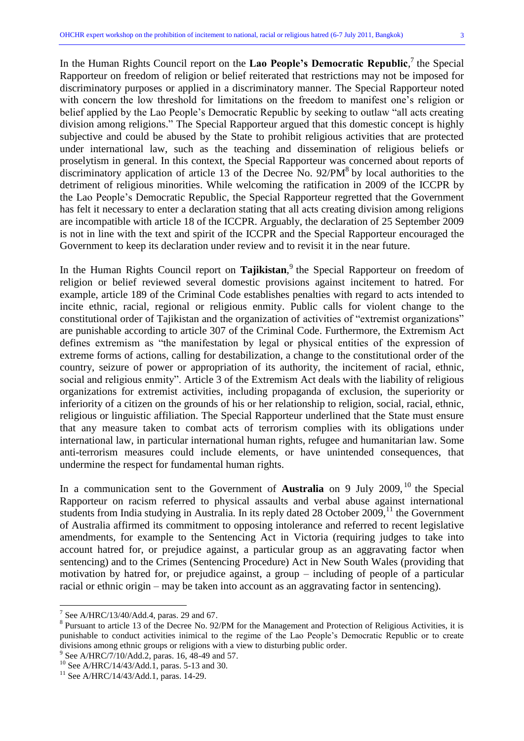In the Human Rights Council report on the **Lao People's Democratic Republic**,[7] the Special Rapporteur on freedom of religion or belief reiterated that restrictions may not be imposed for discriminatory purposes or applied in a discriminatory manner. The Special Rapporteur noted with concern the low threshold for limitations on the freedom to manifest one's religion or belief applied by the Lao People's Democratic Republic by seeking to outlaw "all acts creating division among religions." The Special Rapporteur argued that this domestic concept is highly subjective and could be abused by the State to prohibit religious activities that are protected under international law, such as the teaching and dissemination of religious beliefs or proselytism in general. In this context, the Special Rapporteur was concerned about reports of discriminatory application of article 13 of the Decree No. 92/PM[8] by local authorities to the detriment of religious minorities. While welcoming the ratification in 2009 of the ICCPR by the Lao People's Democratic Republic, the Special Rapporteur regretted that the Government has felt it necessary to enter a declaration stating that all acts creating division among religions are incompatible with article 18 of the ICCPR. Arguably, the declaration of 25 September 2009 is not in line with the text and spirit of the ICCPR and the Special Rapporteur encouraged the Government to keep its declaration under review and to revisit it in the near future.

In the Human Rights Council report on **Tajikistan**,[9] the Special Rapporteur on freedom of religion or belief reviewed several domestic provisions against incitement to hatred. For example, article 189 of the Criminal Code establishes penalties with regard to acts intended to incite ethnic, racial, regional or religious enmity. Public calls for violent change to the constitutional order of Tajikistan and the organization of activities of "extremist organizations" are punishable according to article 307 of the Criminal Code. Furthermore, the Extremism Act defines extremism as "the manifestation by legal or physical entities of the expression of extreme forms of actions, calling for destabilization, a change to the constitutional order of the country, seizure of power or appropriation of its authority, the incitement of racial, ethnic, social and religious enmity". Article 3 of the Extremism Act deals with the liability of religious organizations for extremist activities, including propaganda of exclusion, the superiority or inferiority of a citizen on the grounds of his or her relationship to religion, social, racial, ethnic, religious or linguistic affiliation. The Special Rapporteur underlined that the State must ensure that any measure taken to combat acts of terrorism complies with its obligations under international law, in particular international human rights, refugee and humanitarian law. Some anti-terrorism measures could include elements, or have unintended consequences, that undermine the respect for fundamental human rights.

In a communication sent to the Government of **Australia** on 9 July 2009,[10] the Special Rapporteur on racism referred to physical assaults and verbal abuse against international students from India studying in Australia. In its reply dated 28 October 2009,[11] the Government of Australia affirmed its commitment to opposing intolerance and referred to recent legislative amendments, for example to the Sentencing Act in Victoria (requiring judges to take into account hatred for, or prejudice against, a particular group as an aggravating factor when sentencing) and to the Crimes (Sentencing Procedure) Act in New South Wales (providing that motivation by hatred for, or prejudice against, a group – including of people of a particular racial or ethnic origin – may be taken into account as an aggravating factor in sentencing).

---

[7] See A/HRC/13/40/Add.4, paras. 29 and 67.

[8] Pursuant to article 13 of the Decree No. 92/PM for the Management and Protection of Religious Activities, it is punishable to conduct activities inimical to the regime of the Lao People's Democratic Republic or to create divisions among ethnic groups or religions with a view to disturbing public order.

[9] See A/HRC/7/10/Add.2, paras. 16, 48-49 and 57.

[10] See A/HRC/14/43/Add.1, paras. 5-13 and 30.

[11] See A/HRC/14/43/Add.1, paras. 14-29.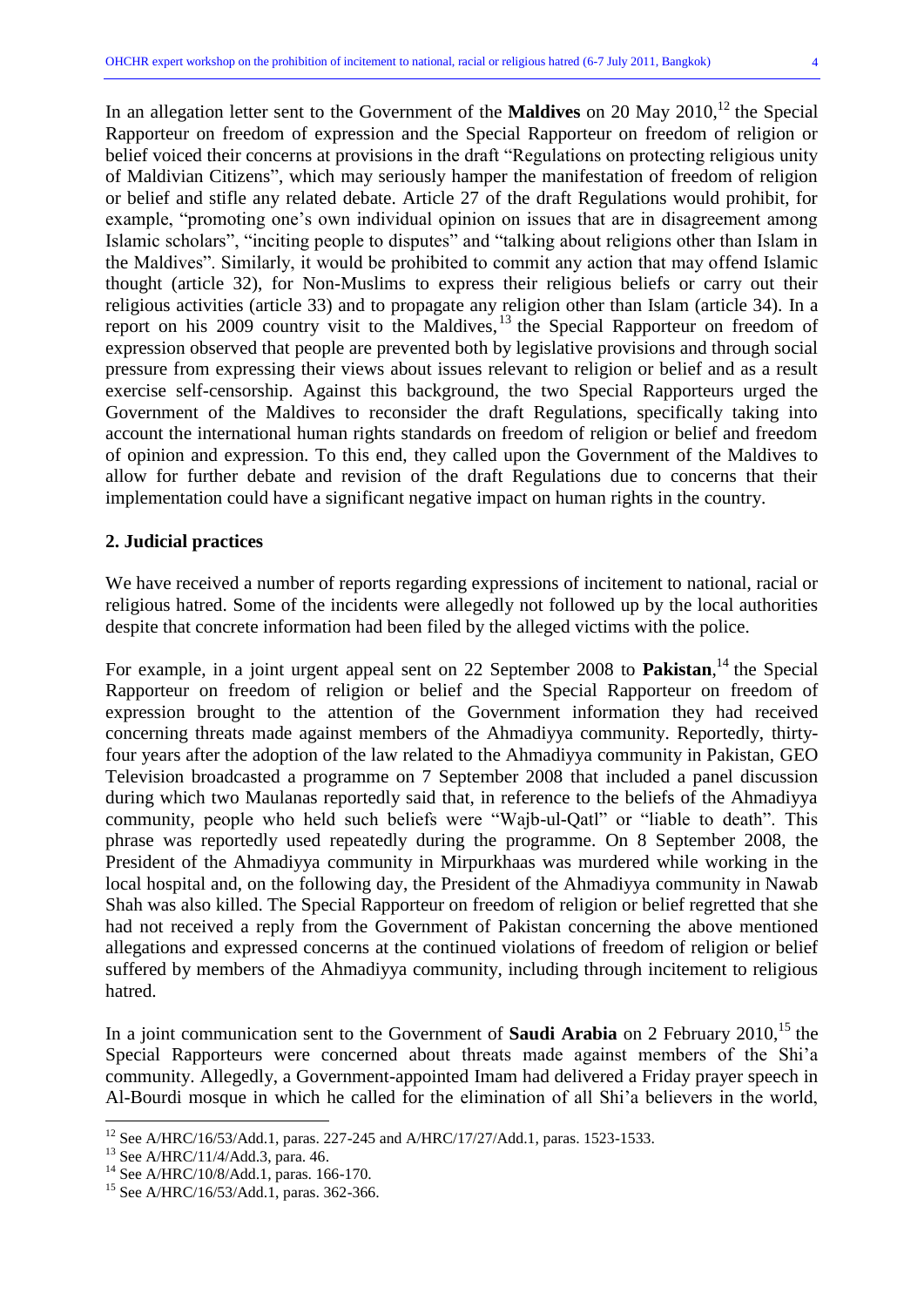In an allegation letter sent to the Government of the **Maldives** on 20 May 2010,[12] the Special Rapporteur on freedom of expression and the Special Rapporteur on freedom of religion or belief voiced their concerns at provisions in the draft "Regulations on protecting religious unity of Maldivian Citizens", which may seriously hamper the manifestation of freedom of religion or belief and stifle any related debate. Article 27 of the draft Regulations would prohibit, for example, "promoting one's own individual opinion on issues that are in disagreement among Islamic scholars", "inciting people to disputes" and "talking about religions other than Islam in the Maldives". Similarly, it would be prohibited to commit any action that may offend Islamic thought (article 32), for Non-Muslims to express their religious beliefs or carry out their religious activities (article 33) and to propagate any religion other than Islam (article 34). In a report on his 2009 country visit to the Maldives,[13] the Special Rapporteur on freedom of expression observed that people are prevented both by legislative provisions and through social pressure from expressing their views about issues relevant to religion or belief and as a result exercise self-censorship. Against this background, the two Special Rapporteurs urged the Government of the Maldives to reconsider the draft Regulations, specifically taking into account the international human rights standards on freedom of religion or belief and freedom of opinion and expression. To this end, they called upon the Government of the Maldives to allow for further debate and revision of the draft Regulations due to concerns that their implementation could have a significant negative impact on human rights in the country.

## 2. Judicial practices

We have received a number of reports regarding expressions of incitement to national, racial or religious hatred. Some of the incidents were allegedly not followed up by the local authorities despite that concrete information had been filed by the alleged victims with the police.

For example, in a joint urgent appeal sent on 22 September 2008 to **Pakistan**,[14] the Special Rapporteur on freedom of religion or belief and the Special Rapporteur on freedom of expression brought to the attention of the Government information they had received concerning threats made against members of the Ahmadiyya community. Reportedly, thirty-four years after the adoption of the law related to the Ahmadiyya community in Pakistan, GEO Television broadcasted a programme on 7 September 2008 that included a panel discussion during which two Maulanas reportedly said that, in reference to the beliefs of the Ahmadiyya community, people who held such beliefs were "Wajb-ul-Qatl" or "liable to death". This phrase was reportedly used repeatedly during the programme. On 8 September 2008, the President of the Ahmadiyya community in Mirpurkhaas was murdered while working in the local hospital and, on the following day, the President of the Ahmadiyya community in Nawab Shah was also killed. The Special Rapporteur on freedom of religion or belief regretted that she had not received a reply from the Government of Pakistan concerning the above mentioned allegations and expressed concerns at the continued violations of freedom of religion or belief suffered by members of the Ahmadiyya community, including through incitement to religious hatred.

In a joint communication sent to the Government of **Saudi Arabia** on 2 February 2010,[15] the Special Rapporteurs were concerned about threats made against members of the Shi'a community. Allegedly, a Government-appointed Imam had delivered a Friday prayer speech in Al-Bourdi mosque in which he called for the elimination of all Shi'a believers in the world,

---

[12] See A/HRC/16/53/Add.1, paras. 227-245 and A/HRC/17/27/Add.1, paras. 1523-1533.

[13] See A/HRC/11/4/Add.3, para. 46.

[14] See A/HRC/10/8/Add.1, paras. 166-170.

[15] See A/HRC/16/53/Add.1, paras. 362-366.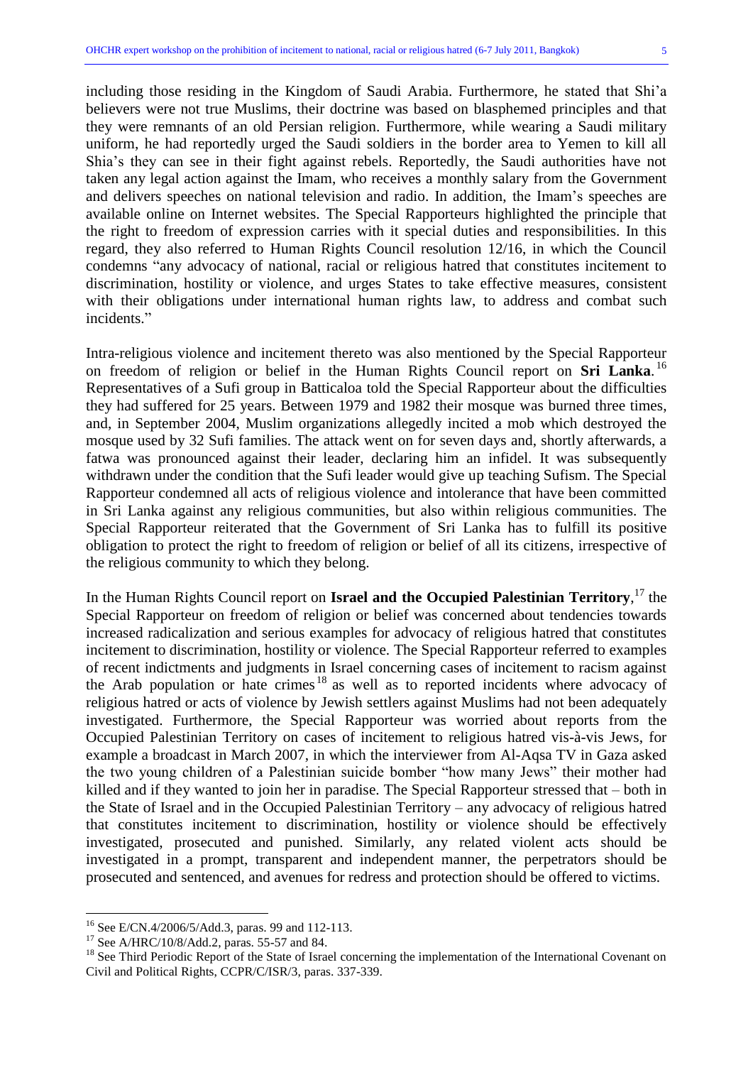including those residing in the Kingdom of Saudi Arabia. Furthermore, he stated that Shi'a believers were not true Muslims, their doctrine was based on blasphemed principles and that they were remnants of an old Persian religion. Furthermore, while wearing a Saudi military uniform, he had reportedly urged the Saudi soldiers in the border area to Yemen to kill all Shia's they can see in their fight against rebels. Reportedly, the Saudi authorities have not taken any legal action against the Imam, who receives a monthly salary from the Government and delivers speeches on national television and radio. In addition, the Imam's speeches are available online on Internet websites. The Special Rapporteurs highlighted the principle that the right to freedom of expression carries with it special duties and responsibilities. In this regard, they also referred to Human Rights Council resolution 12/16, in which the Council condemns "any advocacy of national, racial or religious hatred that constitutes incitement to discrimination, hostility or violence, and urges States to take effective measures, consistent with their obligations under international human rights law, to address and combat such incidents."

Intra-religious violence and incitement thereto was also mentioned by the Special Rapporteur on freedom of religion or belief in the Human Rights Council report on **Sri Lanka**.[16] Representatives of a Sufi group in Batticaloa told the Special Rapporteur about the difficulties they had suffered for 25 years. Between 1979 and 1982 their mosque was burned three times, and, in September 2004, Muslim organizations allegedly incited a mob which destroyed the mosque used by 32 Sufi families. The attack went on for seven days and, shortly afterwards, a fatwa was pronounced against their leader, declaring him an infidel. It was subsequently withdrawn under the condition that the Sufi leader would give up teaching Sufism. The Special Rapporteur condemned all acts of religious violence and intolerance that have been committed in Sri Lanka against any religious communities, but also within religious communities. The Special Rapporteur reiterated that the Government of Sri Lanka has to fulfill its positive obligation to protect the right to freedom of religion or belief of all its citizens, irrespective of the religious community to which they belong.

In the Human Rights Council report on **Israel and the Occupied Palestinian Territory**,[17] the Special Rapporteur on freedom of religion or belief was concerned about tendencies towards increased radicalization and serious examples for advocacy of religious hatred that constitutes incitement to discrimination, hostility or violence. The Special Rapporteur referred to examples of recent indictments and judgments in Israel concerning cases of incitement to racism against the Arab population or hate crimes[18] as well as to reported incidents where advocacy of religious hatred or acts of violence by Jewish settlers against Muslims had not been adequately investigated. Furthermore, the Special Rapporteur was worried about reports from the Occupied Palestinian Territory on cases of incitement to religious hatred vis-à-vis Jews, for example a broadcast in March 2007, in which the interviewer from Al-Aqsa TV in Gaza asked the two young children of a Palestinian suicide bomber "how many Jews" their mother had killed and if they wanted to join her in paradise. The Special Rapporteur stressed that – both in the State of Israel and in the Occupied Palestinian Territory – any advocacy of religious hatred that constitutes incitement to discrimination, hostility or violence should be effectively investigated, prosecuted and punished. Similarly, any related violent acts should be investigated in a prompt, transparent and independent manner, the perpetrators should be prosecuted and sentenced, and avenues for redress and protection should be offered to victims.

---

[16] See E/CN.4/2006/5/Add.3, paras. 99 and 112-113.

[17] See A/HRC/10/8/Add.2, paras. 55-57 and 84.

[18] See Third Periodic Report of the State of Israel concerning the implementation of the International Covenant on Civil and Political Rights, CCPR/C/ISR/3, paras. 337-339.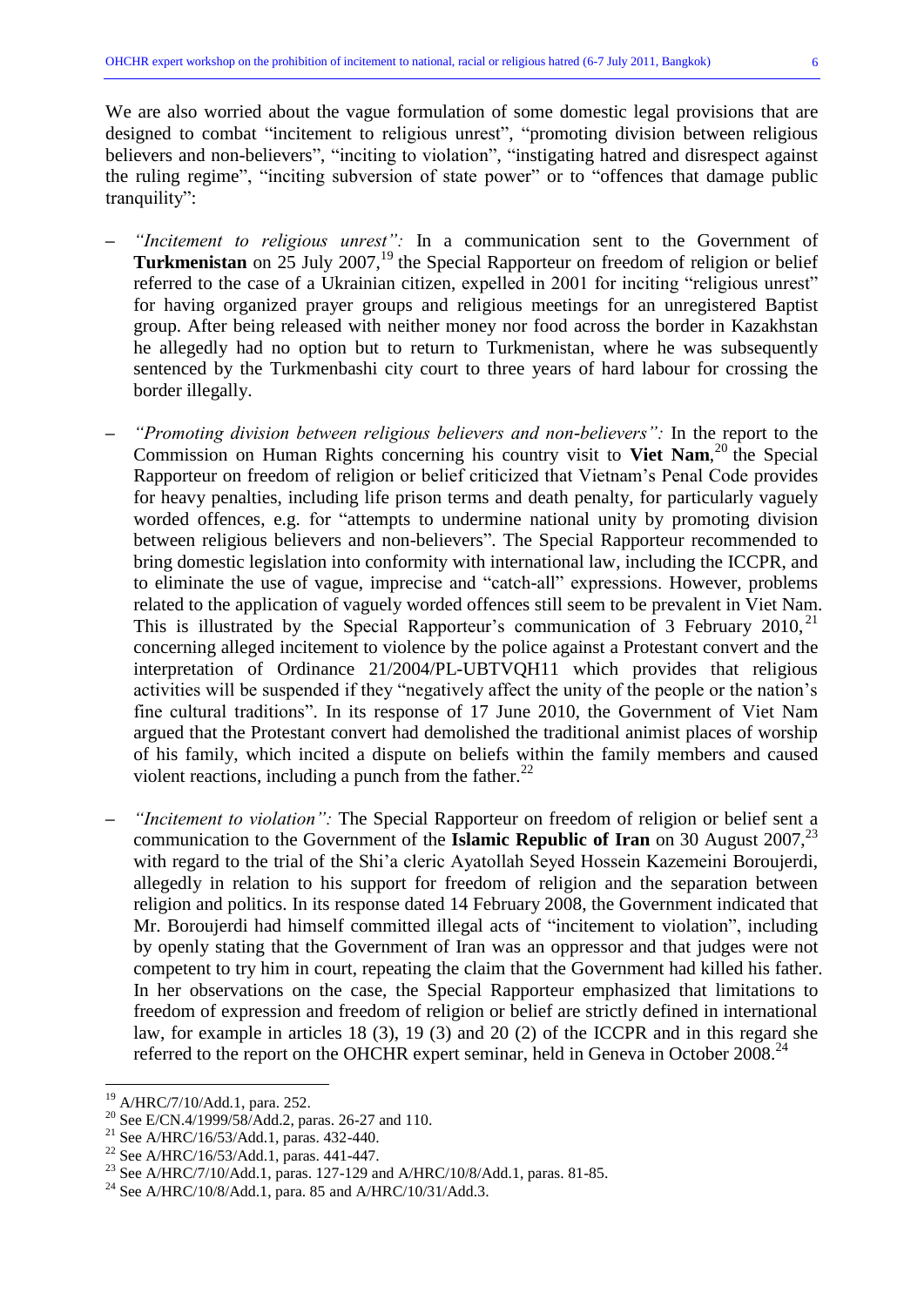We are also worried about the vague formulation of some domestic legal provisions that are designed to combat "incitement to religious unrest", "promoting division between religious believers and non-believers", "inciting to violation", "instigating hatred and disrespect against the ruling regime", "inciting subversion of state power" or to "offences that damage public tranquility":

- *"Incitement to religious unrest":* In a communication sent to the Government of **Turkmenistan** on 25 July 2007,[19] the Special Rapporteur on freedom of religion or belief referred to the case of a Ukrainian citizen, expelled in 2001 for inciting "religious unrest" for having organized prayer groups and religious meetings for an unregistered Baptist group. After being released with neither money nor food across the border in Kazakhstan he allegedly had no option but to return to Turkmenistan, where he was subsequently sentenced by the Turkmenbashi city court to three years of hard labour for crossing the border illegally.

- *"Promoting division between religious believers and non-believers":* In the report to the Commission on Human Rights concerning his country visit to **Viet Nam**,[20] the Special Rapporteur on freedom of religion or belief criticized that Vietnam's Penal Code provides for heavy penalties, including life prison terms and death penalty, for particularly vaguely worded offences, e.g. for "attempts to undermine national unity by promoting division between religious believers and non-believers". The Special Rapporteur recommended to bring domestic legislation into conformity with international law, including the ICCPR, and to eliminate the use of vague, imprecise and "catch-all" expressions. However, problems related to the application of vaguely worded offences still seem to be prevalent in Viet Nam. This is illustrated by the Special Rapporteur's communication of 3 February 2010,[21] concerning alleged incitement to violence by the police against a Protestant convert and the interpretation of Ordinance 21/2004/PL-UBTVQH11 which provides that religious activities will be suspended if they "negatively affect the unity of the people or the nation's fine cultural traditions". In its response of 17 June 2010, the Government of Viet Nam argued that the Protestant convert had demolished the traditional animist places of worship of his family, which incited a dispute on beliefs within the family members and caused violent reactions, including a punch from the father.[22]

- *"Incitement to violation":* The Special Rapporteur on freedom of religion or belief sent a communication to the Government of the **Islamic Republic of Iran** on 30 August 2007,[23] with regard to the trial of the Shi'a cleric Ayatollah Seyed Hossein Kazemeini Boroujerdi, allegedly in relation to his support for freedom of religion and the separation between religion and politics. In its response dated 14 February 2008, the Government indicated that Mr. Boroujerdi had himself committed illegal acts of "incitement to violation", including by openly stating that the Government of Iran was an oppressor and that judges were not competent to try him in court, repeating the claim that the Government had killed his father. In her observations on the case, the Special Rapporteur emphasized that limitations to freedom of expression and freedom of religion or belief are strictly defined in international law, for example in articles 18 (3), 19 (3) and 20 (2) of the ICCPR and in this regard she referred to the report on the OHCHR expert seminar, held in Geneva in October 2008.[24]

---

[19] A/HRC/7/10/Add.1, para. 252.

[20] See E/CN.4/1999/58/Add.2, paras. 26-27 and 110.

[21] See A/HRC/16/53/Add.1, paras. 432-440.

[22] See A/HRC/16/53/Add.1, paras. 441-447.

[23] See A/HRC/7/10/Add.1, paras. 127-129 and A/HRC/10/8/Add.1, paras. 81-85.

[24] See A/HRC/10/8/Add.1, para. 85 and A/HRC/10/31/Add.3.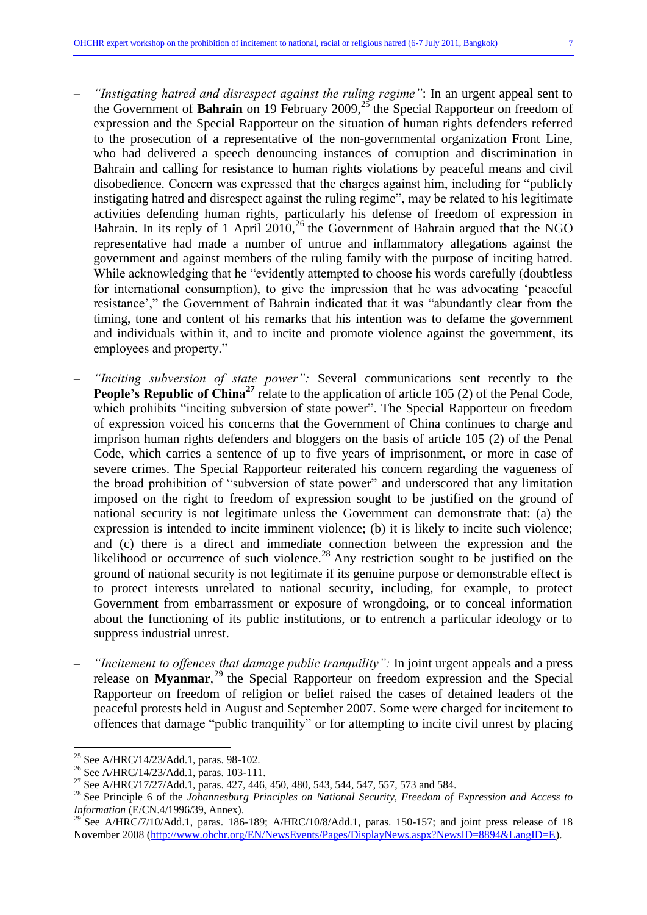- *"Instigating hatred and disrespect against the ruling regime"*: In an urgent appeal sent to the Government of **Bahrain** on 19 February 2009,[25] the Special Rapporteur on freedom of expression and the Special Rapporteur on the situation of human rights defenders referred to the prosecution of a representative of the non-governmental organization Front Line, who had delivered a speech denouncing instances of corruption and discrimination in Bahrain and calling for resistance to human rights violations by peaceful means and civil disobedience. Concern was expressed that the charges against him, including for "publicly instigating hatred and disrespect against the ruling regime", may be related to his legitimate activities defending human rights, particularly his defense of freedom of expression in Bahrain. In its reply of 1 April 2010,[26] the Government of Bahrain argued that the NGO representative had made a number of untrue and inflammatory allegations against the government and against members of the ruling family with the purpose of inciting hatred. While acknowledging that he "evidently attempted to choose his words carefully (doubtless for international consumption), to give the impression that he was advocating 'peaceful resistance'," the Government of Bahrain indicated that it was "abundantly clear from the timing, tone and content of his remarks that his intention was to defame the government and individuals within it, and to incite and promote violence against the government, its employees and property."

- *"Inciting subversion of state power":* Several communications sent recently to the **People's Republic of China**[27] relate to the application of article 105 (2) of the Penal Code, which prohibits "inciting subversion of state power". The Special Rapporteur on freedom of expression voiced his concerns that the Government of China continues to charge and imprison human rights defenders and bloggers on the basis of article 105 (2) of the Penal Code, which carries a sentence of up to five years of imprisonment, or more in case of severe crimes. The Special Rapporteur reiterated his concern regarding the vagueness of the broad prohibition of "subversion of state power" and underscored that any limitation imposed on the right to freedom of expression sought to be justified on the ground of national security is not legitimate unless the Government can demonstrate that: (a) the expression is intended to incite imminent violence; (b) it is likely to incite such violence; and (c) there is a direct and immediate connection between the expression and the likelihood or occurrence of such violence.[28] Any restriction sought to be justified on the ground of national security is not legitimate if its genuine purpose or demonstrable effect is to protect interests unrelated to national security, including, for example, to protect Government from embarrassment or exposure of wrongdoing, or to conceal information about the functioning of its public institutions, or to entrench a particular ideology or to suppress industrial unrest.

- *"Incitement to offences that damage public tranquility":* In joint urgent appeals and a press release on **Myanmar**,[29] the Special Rapporteur on freedom expression and the Special Rapporteur on freedom of religion or belief raised the cases of detained leaders of the peaceful protests held in August and September 2007. Some were charged for incitement to offences that damage "public tranquility" or for attempting to incite civil unrest by placing

---

[25] See A/HRC/14/23/Add.1, paras. 98-102.

[26] See A/HRC/14/23/Add.1, paras. 103-111.

[27] See A/HRC/17/27/Add.1, paras. 427, 446, 450, 480, 543, 544, 547, 557, 573 and 584.

[28] See Principle 6 of the *Johannesburg Principles on National Security, Freedom of Expression and Access to Information* (E/CN.4/1996/39, Annex).

[29] See A/HRC/7/10/Add.1, paras. 186-189; A/HRC/10/8/Add.1, paras. 150-157; and joint press release of 18 November 2008 (http://www.ohchr.org/EN/NewsEvents/Pages/DisplayNews.aspx?NewsID=8894&LangID=E).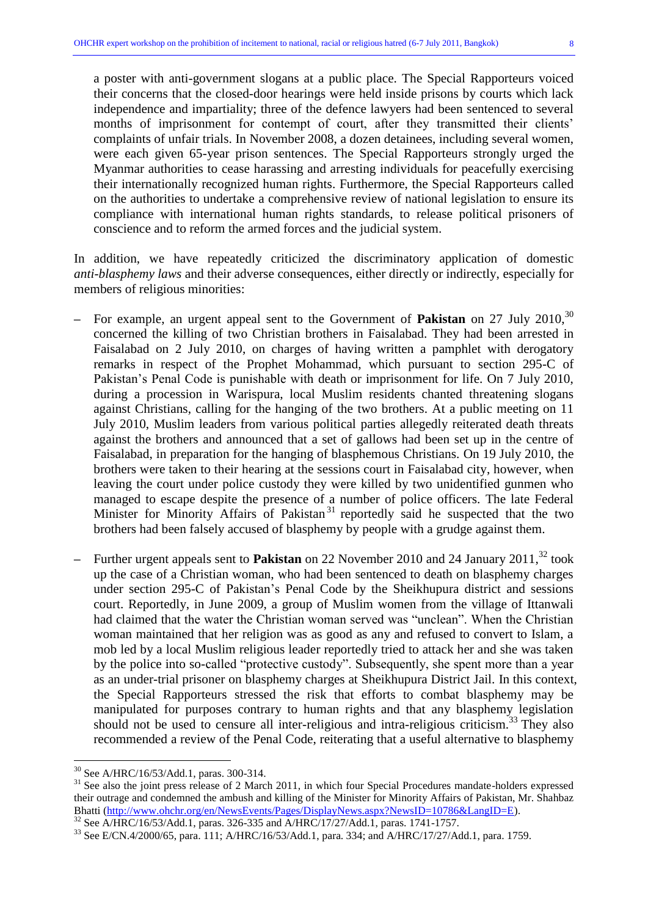a poster with anti-government slogans at a public place. The Special Rapporteurs voiced their concerns that the closed-door hearings were held inside prisons by courts which lack independence and impartiality; three of the defence lawyers had been sentenced to several months of imprisonment for contempt of court, after they transmitted their clients' complaints of unfair trials. In November 2008, a dozen detainees, including several women, were each given 65-year prison sentences. The Special Rapporteurs strongly urged the Myanmar authorities to cease harassing and arresting individuals for peacefully exercising their internationally recognized human rights. Furthermore, the Special Rapporteurs called on the authorities to undertake a comprehensive review of national legislation to ensure its compliance with international human rights standards, to release political prisoners of conscience and to reform the armed forces and the judicial system.

In addition, we have repeatedly criticized the discriminatory application of domestic *anti-blasphemy laws* and their adverse consequences, either directly or indirectly, especially for members of religious minorities:

– For example, an urgent appeal sent to the Government of **Pakistan** on 27 July 2010,[30] concerned the killing of two Christian brothers in Faisalabad. They had been arrested in Faisalabad on 2 July 2010, on charges of having written a pamphlet with derogatory remarks in respect of the Prophet Mohammad, which pursuant to section 295-C of Pakistan's Penal Code is punishable with death or imprisonment for life. On 7 July 2010, during a procession in Warispura, local Muslim residents chanted threatening slogans against Christians, calling for the hanging of the two brothers. At a public meeting on 11 July 2010, Muslim leaders from various political parties allegedly reiterated death threats against the brothers and announced that a set of gallows had been set up in the centre of Faisalabad, in preparation for the hanging of blasphemous Christians. On 19 July 2010, the brothers were taken to their hearing at the sessions court in Faisalabad city, however, when leaving the court under police custody they were killed by two unidentified gunmen who managed to escape despite the presence of a number of police officers. The late Federal Minister for Minority Affairs of Pakistan[31] reportedly said he suspected that the two brothers had been falsely accused of blasphemy by people with a grudge against them.

– Further urgent appeals sent to **Pakistan** on 22 November 2010 and 24 January 2011,[32] took up the case of a Christian woman, who had been sentenced to death on blasphemy charges under section 295-C of Pakistan's Penal Code by the Sheikhupura district and sessions court. Reportedly, in June 2009, a group of Muslim women from the village of Ittanwali had claimed that the water the Christian woman served was "unclean". When the Christian woman maintained that her religion was as good as any and refused to convert to Islam, a mob led by a local Muslim religious leader reportedly tried to attack her and she was taken by the police into so-called "protective custody". Subsequently, she spent more than a year as an under-trial prisoner on blasphemy charges at Sheikhupura District Jail. In this context, the Special Rapporteurs stressed the risk that efforts to combat blasphemy may be manipulated for purposes contrary to human rights and that any blasphemy legislation should not be used to censure all inter-religious and intra-religious criticism.[33] They also recommended a review of the Penal Code, reiterating that a useful alternative to blasphemy

---

[30] See A/HRC/16/53/Add.1, paras. 300-314.

[31] See also the joint press release of 2 March 2011, in which four Special Procedures mandate-holders expressed their outrage and condemned the ambush and killing of the Minister for Minority Affairs of Pakistan, Mr. Shahbaz Bhatti (http://www.ohchr.org/en/NewsEvents/Pages/DisplayNews.aspx?NewsID=10786&LangID=E).

[32] See A/HRC/16/53/Add.1, paras. 326-335 and A/HRC/17/27/Add.1, paras. 1741-1757.

[33] See E/CN.4/2000/65, para. 111; A/HRC/16/53/Add.1, para. 334; and A/HRC/17/27/Add.1, para. 1759.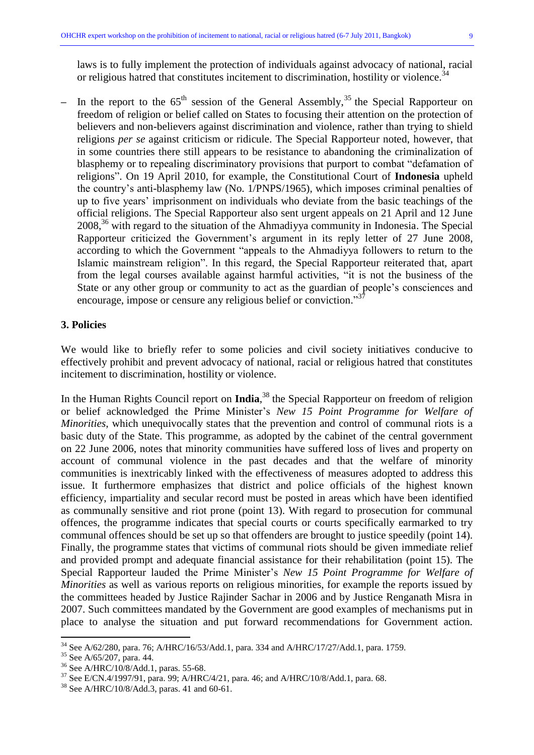laws is to fully implement the protection of individuals against advocacy of national, racial or religious hatred that constitutes incitement to discrimination, hostility or violence.[34]

– In the report to the 65th session of the General Assembly,[35] the Special Rapporteur on freedom of religion or belief called on States to focusing their attention on the protection of believers and non-believers against discrimination and violence, rather than trying to shield religions *per se* against criticism or ridicule. The Special Rapporteur noted, however, that in some countries there still appears to be resistance to abandoning the criminalization of blasphemy or to repealing discriminatory provisions that purport to combat "defamation of religions". On 19 April 2010, for example, the Constitutional Court of **Indonesia** upheld the country's anti-blasphemy law (No. 1/PNPS/1965), which imposes criminal penalties of up to five years' imprisonment on individuals who deviate from the basic teachings of the official religions. The Special Rapporteur also sent urgent appeals on 21 April and 12 June 2008,[36] with regard to the situation of the Ahmadiyya community in Indonesia. The Special Rapporteur criticized the Government's argument in its reply letter of 27 June 2008, according to which the Government "appeals to the Ahmadiyya followers to return to the Islamic mainstream religion". In this regard, the Special Rapporteur reiterated that, apart from the legal courses available against harmful activities, "it is not the business of the State or any other group or community to act as the guardian of people's consciences and encourage, impose or censure any religious belief or conviction."[37]

### 3. Policies

We would like to briefly refer to some policies and civil society initiatives conducive to effectively prohibit and prevent advocacy of national, racial or religious hatred that constitutes incitement to discrimination, hostility or violence.

In the Human Rights Council report on **India**,[38] the Special Rapporteur on freedom of religion or belief acknowledged the Prime Minister's *New 15 Point Programme for Welfare of Minorities*, which unequivocally states that the prevention and control of communal riots is a basic duty of the State. This programme, as adopted by the cabinet of the central government on 22 June 2006, notes that minority communities have suffered loss of lives and property on account of communal violence in the past decades and that the welfare of minority communities is inextricably linked with the effectiveness of measures adopted to address this issue. It furthermore emphasizes that district and police officials of the highest known efficiency, impartiality and secular record must be posted in areas which have been identified as communally sensitive and riot prone (point 13). With regard to prosecution for communal offences, the programme indicates that special courts or courts specifically earmarked to try communal offences should be set up so that offenders are brought to justice speedily (point 14). Finally, the programme states that victims of communal riots should be given immediate relief and provided prompt and adequate financial assistance for their rehabilitation (point 15). The Special Rapporteur lauded the Prime Minister's *New 15 Point Programme for Welfare of Minorities* as well as various reports on religious minorities, for example the reports issued by the committees headed by Justice Rajinder Sachar in 2006 and by Justice Renganath Misra in 2007. Such committees mandated by the Government are good examples of mechanisms put in place to analyse the situation and put forward recommendations for Government action.

---

[34] See A/62/280, para. 76; A/HRC/16/53/Add.1, para. 334 and A/HRC/17/27/Add.1, para. 1759.

[35] See A/65/207, para. 44.

[36] See A/HRC/10/8/Add.1, paras. 55-68.

[37] See E/CN.4/1997/91, para. 99; A/HRC/4/21, para. 46; and A/HRC/10/8/Add.1, para. 68.

[38] See A/HRC/10/8/Add.3, paras. 41 and 60-61.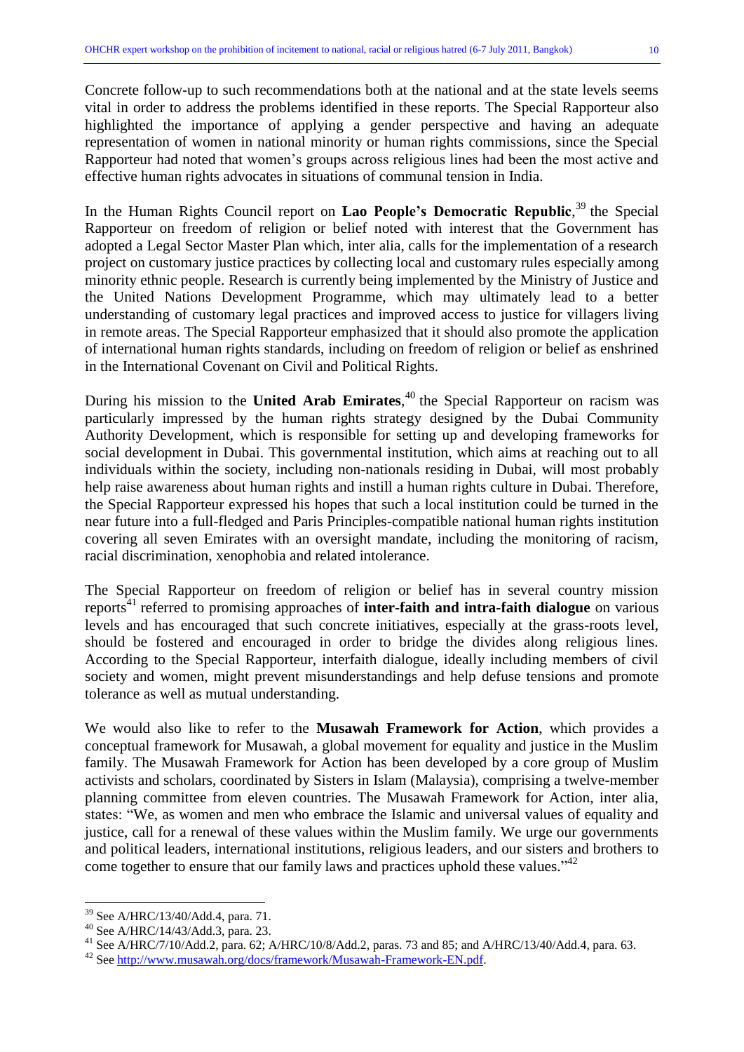Concrete follow-up to such recommendations both at the national and at the state levels seems vital in order to address the problems identified in these reports. The Special Rapporteur also highlighted the importance of applying a gender perspective and having an adequate representation of women in national minority or human rights commissions, since the Special Rapporteur had noted that women's groups across religious lines had been the most active and effective human rights advocates in situations of communal tension in India.

In the Human Rights Council report on **Lao People's Democratic Republic**,[39] the Special Rapporteur on freedom of religion or belief noted with interest that the Government has adopted a Legal Sector Master Plan which, inter alia, calls for the implementation of a research project on customary justice practices by collecting local and customary rules especially among minority ethnic people. Research is currently being implemented by the Ministry of Justice and the United Nations Development Programme, which may ultimately lead to a better understanding of customary legal practices and improved access to justice for villagers living in remote areas. The Special Rapporteur emphasized that it should also promote the application of international human rights standards, including on freedom of religion or belief as enshrined in the International Covenant on Civil and Political Rights.

During his mission to the **United Arab Emirates**,[40] the Special Rapporteur on racism was particularly impressed by the human rights strategy designed by the Dubai Community Authority Development, which is responsible for setting up and developing frameworks for social development in Dubai. This governmental institution, which aims at reaching out to all individuals within the society, including non-nationals residing in Dubai, will most probably help raise awareness about human rights and instill a human rights culture in Dubai. Therefore, the Special Rapporteur expressed his hopes that such a local institution could be turned in the near future into a full-fledged and Paris Principles-compatible national human rights institution covering all seven Emirates with an oversight mandate, including the monitoring of racism, racial discrimination, xenophobia and related intolerance.

The Special Rapporteur on freedom of religion or belief has in several country mission reports[41] referred to promising approaches of **inter-faith and intra-faith dialogue** on various levels and has encouraged that such concrete initiatives, especially at the grass-roots level, should be fostered and encouraged in order to bridge the divides along religious lines. According to the Special Rapporteur, interfaith dialogue, ideally including members of civil society and women, might prevent misunderstandings and help defuse tensions and promote tolerance as well as mutual understanding.

We would also like to refer to the **Musawah Framework for Action**, which provides a conceptual framework for Musawah, a global movement for equality and justice in the Muslim family. The Musawah Framework for Action has been developed by a core group of Muslim activists and scholars, coordinated by Sisters in Islam (Malaysia), comprising a twelve-member planning committee from eleven countries. The Musawah Framework for Action, inter alia, states: "We, as women and men who embrace the Islamic and universal values of equality and justice, call for a renewal of these values within the Muslim family. We urge our governments and political leaders, international institutions, religious leaders, and our sisters and brothers to come together to ensure that our family laws and practices uphold these values."[42]

---

[39] See A/HRC/13/40/Add.4, para. 71.

[40] See A/HRC/14/43/Add.3, para. 23.

[41] See A/HRC/7/10/Add.2, para. 62; A/HRC/10/8/Add.2, paras. 73 and 85; and A/HRC/13/40/Add.4, para. 63.

[42] See http://www.musawah.org/docs/framework/Musawah-Framework-EN.pdf.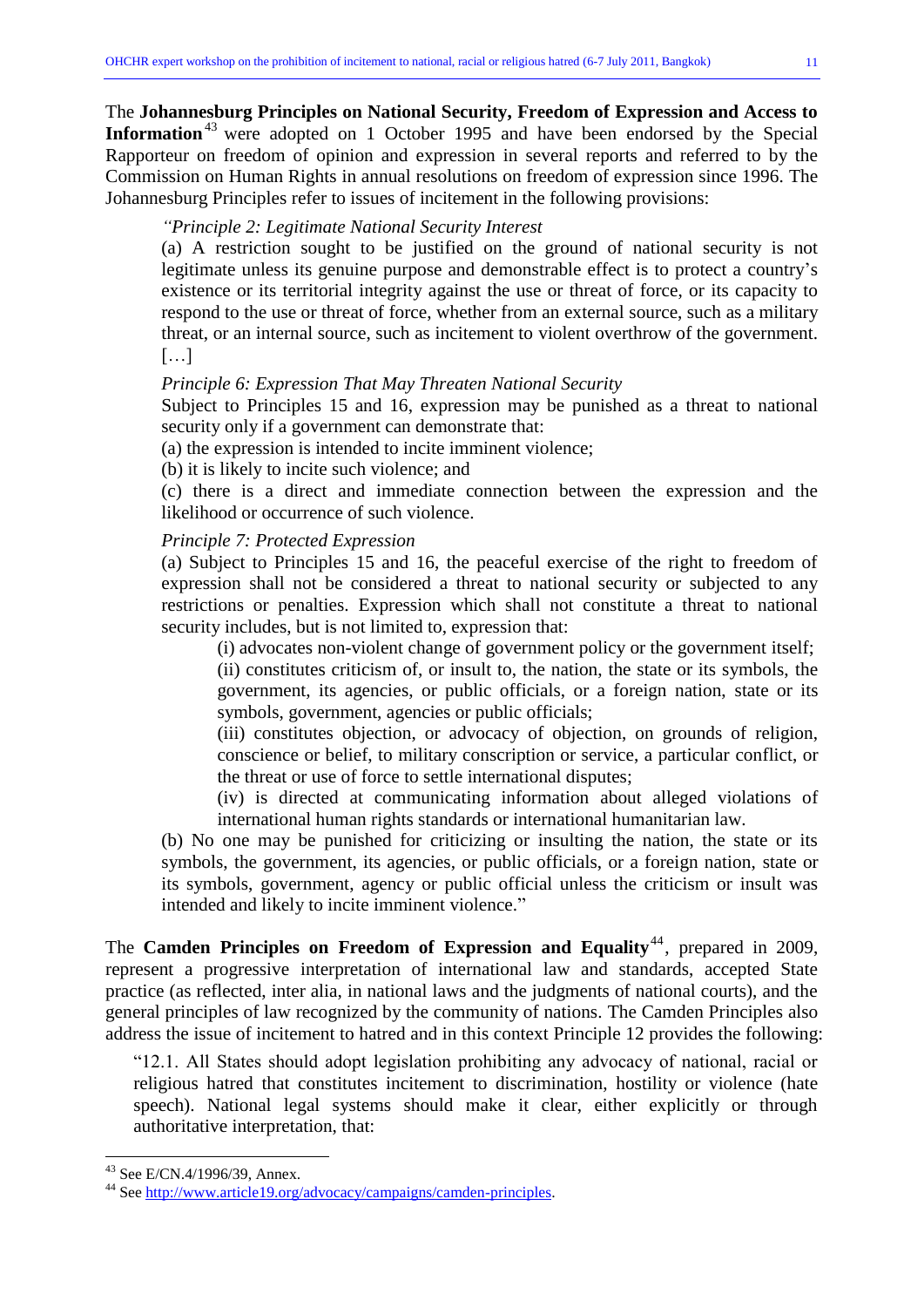The **Johannesburg Principles on National Security, Freedom of Expression and Access to Information**[43] were adopted on 1 October 1995 and have been endorsed by the Special Rapporteur on freedom of opinion and expression in several reports and referred to by the Commission on Human Rights in annual resolutions on freedom of expression since 1996. The Johannesburg Principles refer to issues of incitement in the following provisions:

> *"Principle 2: Legitimate National Security Interest*
>
> (a) A restriction sought to be justified on the ground of national security is not legitimate unless its genuine purpose and demonstrable effect is to protect a country's existence or its territorial integrity against the use or threat of force, or its capacity to respond to the use or threat of force, whether from an external source, such as a military threat, or an internal source, such as incitement to violent overthrow of the government. […]
>
> *Principle 6: Expression That May Threaten National Security*
>
> Subject to Principles 15 and 16, expression may be punished as a threat to national security only if a government can demonstrate that:
>
> (a) the expression is intended to incite imminent violence;
>
> (b) it is likely to incite such violence; and
>
> (c) there is a direct and immediate connection between the expression and the likelihood or occurrence of such violence.
>
> *Principle 7: Protected Expression*
>
> (a) Subject to Principles 15 and 16, the peaceful exercise of the right to freedom of expression shall not be considered a threat to national security or subjected to any restrictions or penalties. Expression which shall not constitute a threat to national security includes, but is not limited to, expression that:
>
> (i) advocates non-violent change of government policy or the government itself;
>
> (ii) constitutes criticism of, or insult to, the nation, the state or its symbols, the government, its agencies, or public officials, or a foreign nation, state or its symbols, government, agencies or public officials;
>
> (iii) constitutes objection, or advocacy of objection, on grounds of religion, conscience or belief, to military conscription or service, a particular conflict, or the threat or use of force to settle international disputes;
>
> (iv) is directed at communicating information about alleged violations of international human rights standards or international humanitarian law.
>
> (b) No one may be punished for criticizing or insulting the nation, the state or its symbols, the government, its agencies, or public officials, or a foreign nation, state or its symbols, government, agency or public official unless the criticism or insult was intended and likely to incite imminent violence."

The **Camden Principles on Freedom of Expression and Equality**[44], prepared in 2009, represent a progressive interpretation of international law and standards, accepted State practice (as reflected, inter alia, in national laws and the judgments of national courts), and the general principles of law recognized by the community of nations. The Camden Principles also address the issue of incitement to hatred and in this context Principle 12 provides the following:

> "12.1. All States should adopt legislation prohibiting any advocacy of national, racial or religious hatred that constitutes incitement to discrimination, hostility or violence (hate speech). National legal systems should make it clear, either explicitly or through authoritative interpretation, that:

---

[43] See E/CN.4/1996/39, Annex.

[44] See http://www.article19.org/advocacy/campaigns/camden-principles.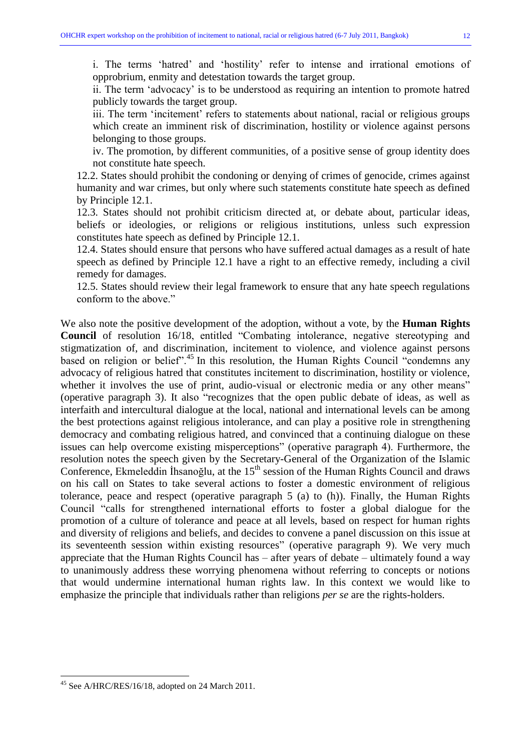i. The terms 'hatred' and 'hostility' refer to intense and irrational emotions of opprobrium, enmity and detestation towards the target group.

ii. The term 'advocacy' is to be understood as requiring an intention to promote hatred publicly towards the target group.

iii. The term 'incitement' refers to statements about national, racial or religious groups which create an imminent risk of discrimination, hostility or violence against persons belonging to those groups.

iv. The promotion, by different communities, of a positive sense of group identity does not constitute hate speech.

12.2. States should prohibit the condoning or denying of crimes of genocide, crimes against humanity and war crimes, but only where such statements constitute hate speech as defined by Principle 12.1.

12.3. States should not prohibit criticism directed at, or debate about, particular ideas, beliefs or ideologies, or religions or religious institutions, unless such expression constitutes hate speech as defined by Principle 12.1.

12.4. States should ensure that persons who have suffered actual damages as a result of hate speech as defined by Principle 12.1 have a right to an effective remedy, including a civil remedy for damages.

12.5. States should review their legal framework to ensure that any hate speech regulations conform to the above."

We also note the positive development of the adoption, without a vote, by the **Human Rights Council** of resolution 16/18, entitled "Combating intolerance, negative stereotyping and stigmatization of, and discrimination, incitement to violence, and violence against persons based on religion or belief".[45] In this resolution, the Human Rights Council "condemns any advocacy of religious hatred that constitutes incitement to discrimination, hostility or violence, whether it involves the use of print, audio-visual or electronic media or any other means" (operative paragraph 3). It also "recognizes that the open public debate of ideas, as well as interfaith and intercultural dialogue at the local, national and international levels can be among the best protections against religious intolerance, and can play a positive role in strengthening democracy and combating religious hatred, and convinced that a continuing dialogue on these issues can help overcome existing misperceptions" (operative paragraph 4). Furthermore, the resolution notes the speech given by the Secretary-General of the Organization of the Islamic Conference, Ekmeleddin İhsanoğlu, at the 15th session of the Human Rights Council and draws on his call on States to take several actions to foster a domestic environment of religious tolerance, peace and respect (operative paragraph 5 (a) to (h)). Finally, the Human Rights Council "calls for strengthened international efforts to foster a global dialogue for the promotion of a culture of tolerance and peace at all levels, based on respect for human rights and diversity of religions and beliefs, and decides to convene a panel discussion on this issue at its seventeenth session within existing resources" (operative paragraph 9). We very much appreciate that the Human Rights Council has – after years of debate – ultimately found a way to unanimously address these worrying phenomena without referring to concepts or notions that would undermine international human rights law. In this context we would like to emphasize the principle that individuals rather than religions *per se* are the rights-holders.

[45] See A/HRC/RES/16/18, adopted on 24 March 2011.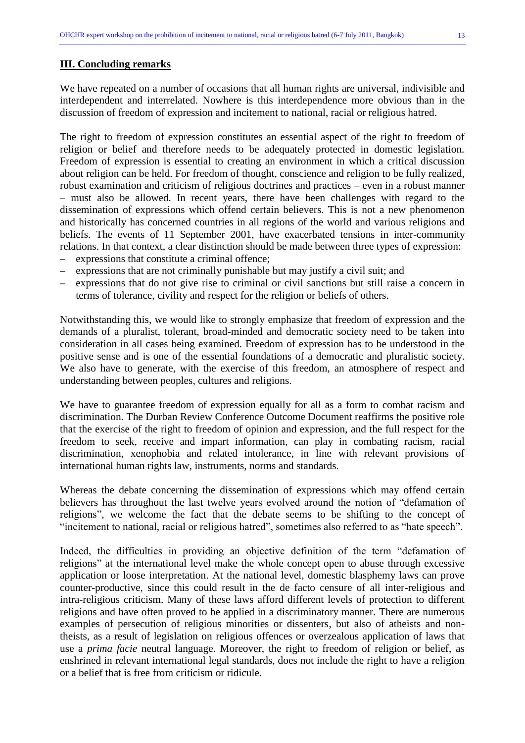## III. Concluding remarks

We have repeated on a number of occasions that all human rights are universal, indivisible and interdependent and interrelated. Nowhere is this interdependence more obvious than in the discussion of freedom of expression and incitement to national, racial or religious hatred.

The right to freedom of expression constitutes an essential aspect of the right to freedom of religion or belief and therefore needs to be adequately protected in domestic legislation. Freedom of expression is essential to creating an environment in which a critical discussion about religion can be held. For freedom of thought, conscience and religion to be fully realized, robust examination and criticism of religious doctrines and practices – even in a robust manner – must also be allowed. In recent years, there have been challenges with regard to the dissemination of expressions which offend certain believers. This is not a new phenomenon and historically has concerned countries in all regions of the world and various religions and beliefs. The events of 11 September 2001, have exacerbated tensions in inter-community relations. In that context, a clear distinction should be made between three types of expression:

- expressions that constitute a criminal offence;
- expressions that are not criminally punishable but may justify a civil suit; and
- expressions that do not give rise to criminal or civil sanctions but still raise a concern in terms of tolerance, civility and respect for the religion or beliefs of others.

Notwithstanding this, we would like to strongly emphasize that freedom of expression and the demands of a pluralist, tolerant, broad-minded and democratic society need to be taken into consideration in all cases being examined. Freedom of expression has to be understood in the positive sense and is one of the essential foundations of a democratic and pluralistic society. We also have to generate, with the exercise of this freedom, an atmosphere of respect and understanding between peoples, cultures and religions.

We have to guarantee freedom of expression equally for all as a form to combat racism and discrimination. The Durban Review Conference Outcome Document reaffirms the positive role that the exercise of the right to freedom of opinion and expression, and the full respect for the freedom to seek, receive and impart information, can play in combating racism, racial discrimination, xenophobia and related intolerance, in line with relevant provisions of international human rights law, instruments, norms and standards.

Whereas the debate concerning the dissemination of expressions which may offend certain believers has throughout the last twelve years evolved around the notion of "defamation of religions", we welcome the fact that the debate seems to be shifting to the concept of "incitement to national, racial or religious hatred", sometimes also referred to as "hate speech".

Indeed, the difficulties in providing an objective definition of the term "defamation of religions" at the international level make the whole concept open to abuse through excessive application or loose interpretation. At the national level, domestic blasphemy laws can prove counter-productive, since this could result in the de facto censure of all inter-religious and intra-religious criticism. Many of these laws afford different levels of protection to different religions and have often proved to be applied in a discriminatory manner. There are numerous examples of persecution of religious minorities or dissenters, but also of atheists and non-theists, as a result of legislation on religious offences or overzealous application of laws that use a *prima facie* neutral language. Moreover, the right to freedom of religion or belief, as enshrined in relevant international legal standards, does not include the right to have a religion or a belief that is free from criticism or ridicule.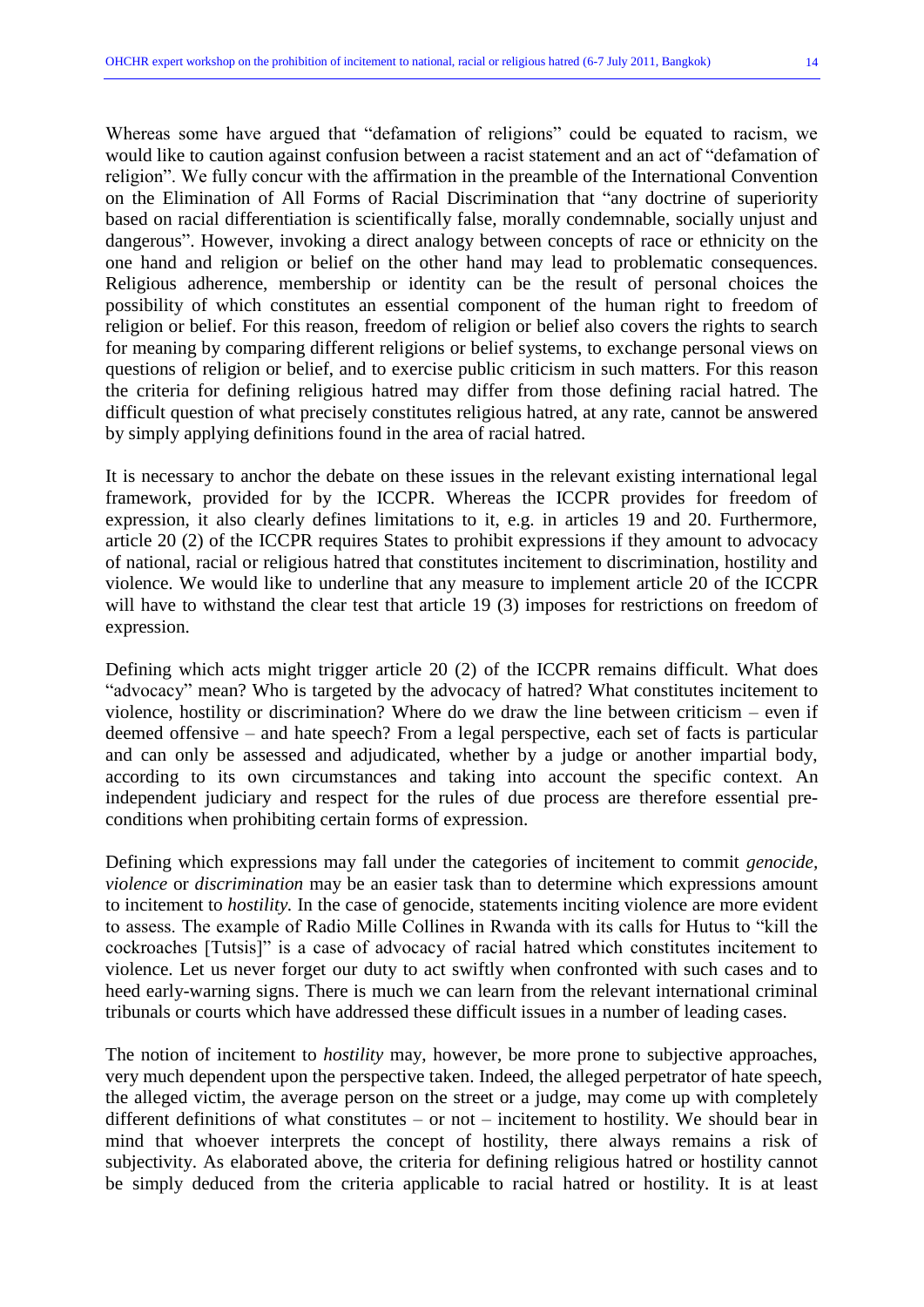Whereas some have argued that "defamation of religions" could be equated to racism, we would like to caution against confusion between a racist statement and an act of "defamation of religion". We fully concur with the affirmation in the preamble of the International Convention on the Elimination of All Forms of Racial Discrimination that "any doctrine of superiority based on racial differentiation is scientifically false, morally condemnable, socially unjust and dangerous". However, invoking a direct analogy between concepts of race or ethnicity on the one hand and religion or belief on the other hand may lead to problematic consequences. Religious adherence, membership or identity can be the result of personal choices the possibility of which constitutes an essential component of the human right to freedom of religion or belief. For this reason, freedom of religion or belief also covers the rights to search for meaning by comparing different religions or belief systems, to exchange personal views on questions of religion or belief, and to exercise public criticism in such matters. For this reason the criteria for defining religious hatred may differ from those defining racial hatred. The difficult question of what precisely constitutes religious hatred, at any rate, cannot be answered by simply applying definitions found in the area of racial hatred.

It is necessary to anchor the debate on these issues in the relevant existing international legal framework, provided for by the ICCPR. Whereas the ICCPR provides for freedom of expression, it also clearly defines limitations to it, e.g. in articles 19 and 20. Furthermore, article 20 (2) of the ICCPR requires States to prohibit expressions if they amount to advocacy of national, racial or religious hatred that constitutes incitement to discrimination, hostility and violence. We would like to underline that any measure to implement article 20 of the ICCPR will have to withstand the clear test that article 19 (3) imposes for restrictions on freedom of expression.

Defining which acts might trigger article 20 (2) of the ICCPR remains difficult. What does "advocacy" mean? Who is targeted by the advocacy of hatred? What constitutes incitement to violence, hostility or discrimination? Where do we draw the line between criticism – even if deemed offensive – and hate speech? From a legal perspective, each set of facts is particular and can only be assessed and adjudicated, whether by a judge or another impartial body, according to its own circumstances and taking into account the specific context. An independent judiciary and respect for the rules of due process are therefore essential pre-conditions when prohibiting certain forms of expression.

Defining which expressions may fall under the categories of incitement to commit *genocide*, *violence* or *discrimination* may be an easier task than to determine which expressions amount to incitement to *hostility.* In the case of genocide, statements inciting violence are more evident to assess. The example of Radio Mille Collines in Rwanda with its calls for Hutus to "kill the cockroaches [Tutsis]" is a case of advocacy of racial hatred which constitutes incitement to violence. Let us never forget our duty to act swiftly when confronted with such cases and to heed early-warning signs. There is much we can learn from the relevant international criminal tribunals or courts which have addressed these difficult issues in a number of leading cases.

The notion of incitement to *hostility* may, however, be more prone to subjective approaches, very much dependent upon the perspective taken. Indeed, the alleged perpetrator of hate speech, the alleged victim, the average person on the street or a judge, may come up with completely different definitions of what constitutes – or not – incitement to hostility. We should bear in mind that whoever interprets the concept of hostility, there always remains a risk of subjectivity. As elaborated above, the criteria for defining religious hatred or hostility cannot be simply deduced from the criteria applicable to racial hatred or hostility. It is at least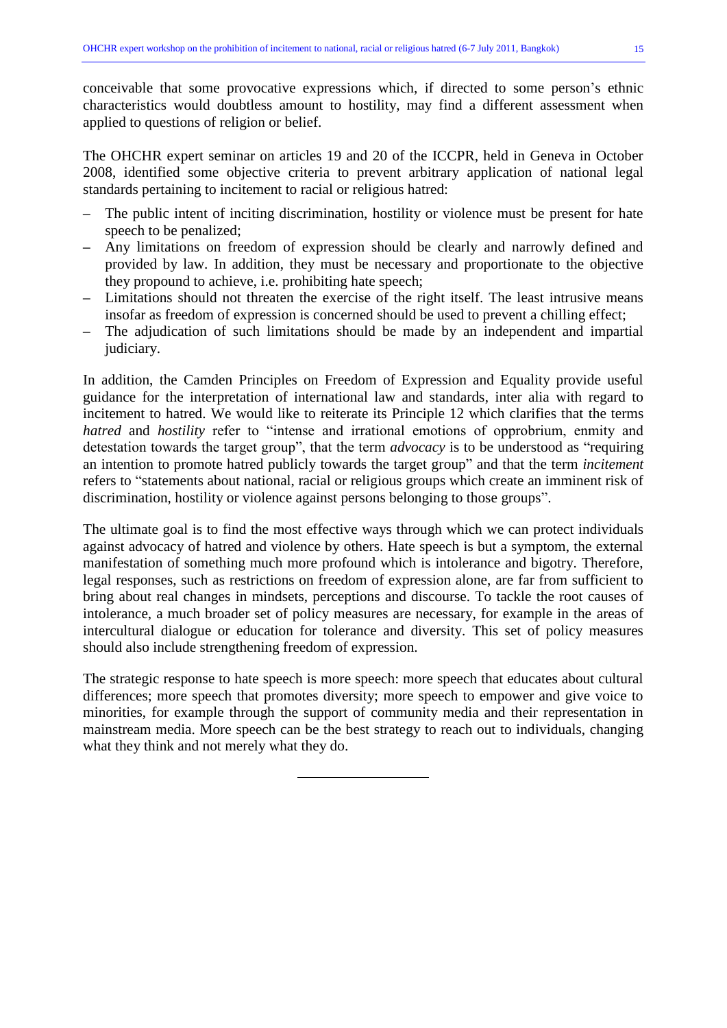conceivable that some provocative expressions which, if directed to some person's ethnic characteristics would doubtless amount to hostility, may find a different assessment when applied to questions of religion or belief.

The OHCHR expert seminar on articles 19 and 20 of the ICCPR, held in Geneva in October 2008, identified some objective criteria to prevent arbitrary application of national legal standards pertaining to incitement to racial or religious hatred:

- The public intent of inciting discrimination, hostility or violence must be present for hate speech to be penalized;
- Any limitations on freedom of expression should be clearly and narrowly defined and provided by law. In addition, they must be necessary and proportionate to the objective they propound to achieve, i.e. prohibiting hate speech;
- Limitations should not threaten the exercise of the right itself. The least intrusive means insofar as freedom of expression is concerned should be used to prevent a chilling effect;
- The adjudication of such limitations should be made by an independent and impartial judiciary.

In addition, the Camden Principles on Freedom of Expression and Equality provide useful guidance for the interpretation of international law and standards, inter alia with regard to incitement to hatred. We would like to reiterate its Principle 12 which clarifies that the terms *hatred* and *hostility* refer to "intense and irrational emotions of opprobrium, enmity and detestation towards the target group", that the term *advocacy* is to be understood as "requiring an intention to promote hatred publicly towards the target group" and that the term *incitement* refers to "statements about national, racial or religious groups which create an imminent risk of discrimination, hostility or violence against persons belonging to those groups".

The ultimate goal is to find the most effective ways through which we can protect individuals against advocacy of hatred and violence by others. Hate speech is but a symptom, the external manifestation of something much more profound which is intolerance and bigotry. Therefore, legal responses, such as restrictions on freedom of expression alone, are far from sufficient to bring about real changes in mindsets, perceptions and discourse. To tackle the root causes of intolerance, a much broader set of policy measures are necessary, for example in the areas of intercultural dialogue or education for tolerance and diversity. This set of policy measures should also include strengthening freedom of expression.

The strategic response to hate speech is more speech: more speech that educates about cultural differences; more speech that promotes diversity; more speech to empower and give voice to minorities, for example through the support of community media and their representation in mainstream media. More speech can be the best strategy to reach out to individuals, changing what they think and not merely what they do.